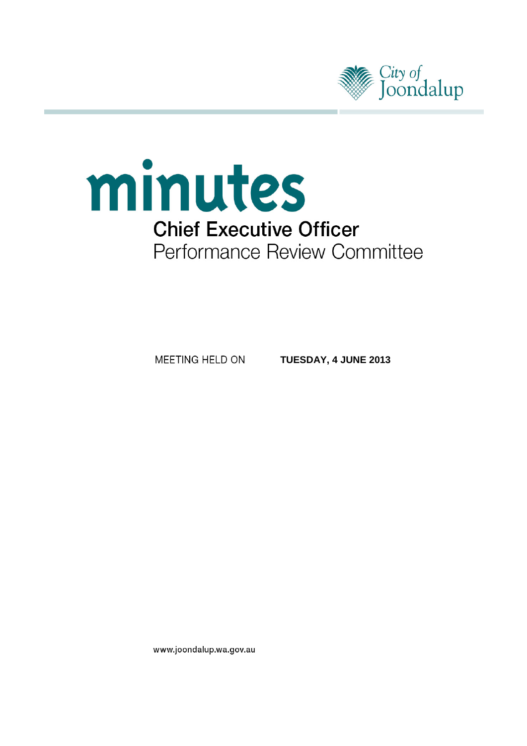City of Joondalup

# minutes

## Chief Executive Officer

## Performance Review Committee

MEETING HELD ON **TUESDAY, 4 JUNE 2013**

www.joondalup.wa.gov.au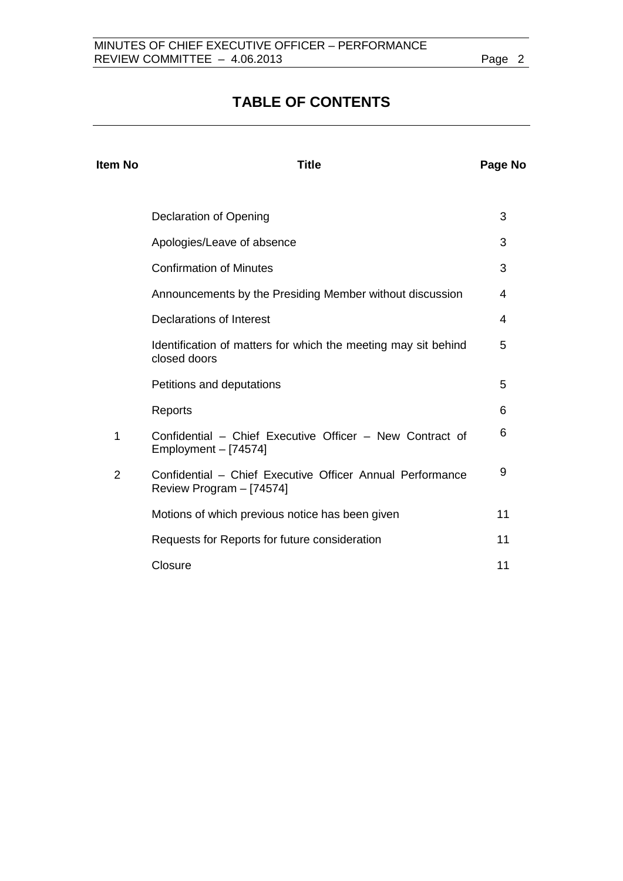# TABLE OF CONTENTS

| Item No | Title | Page No |
| --- | --- | --- |
| | Declaration of Opening | 3 |
| | Apologies/Leave of absence | 3 |
| | Confirmation of Minutes | 3 |
| | Announcements by the Presiding Member without discussion | 4 |
| | Declarations of Interest | 4 |
| | Identification of matters for which the meeting may sit behind closed doors | 5 |
| | Petitions and deputations | 5 |
| | Reports | 6 |
| 1 | Confidential – Chief Executive Officer – New Contract of Employment – [74574] | 6 |
| 2 | Confidential – Chief Executive Officer Annual Performance Review Program – [74574] | 9 |
| | Motions of which previous notice has been given | 11 |
| | Requests for Reports for future consideration | 11 |
| | Closure | 11 |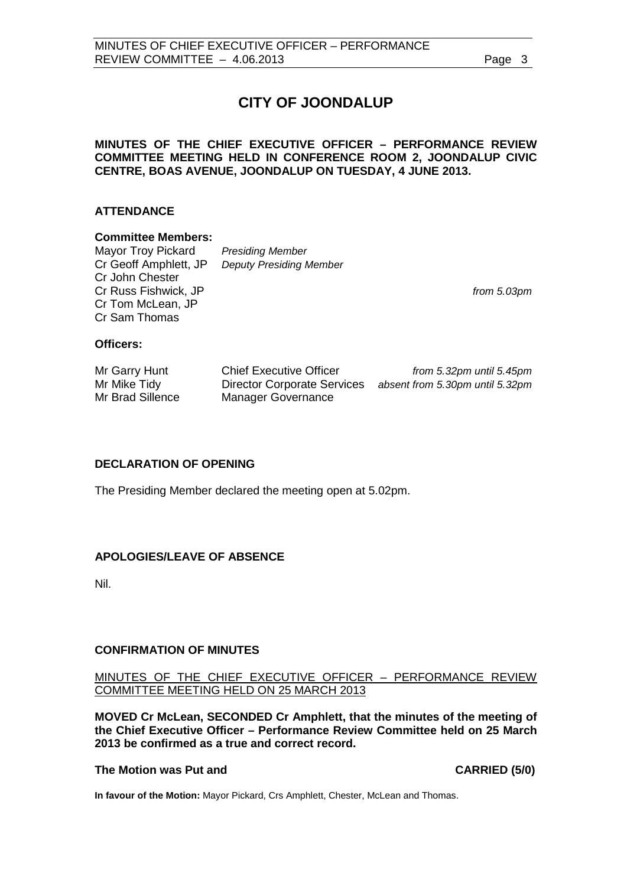# CITY OF JOONDALUP

**MINUTES OF THE CHIEF EXECUTIVE OFFICER – PERFORMANCE REVIEW COMMITTEE MEETING HELD IN CONFERENCE ROOM 2, JOONDALUP CIVIC CENTRE, BOAS AVENUE, JOONDALUP ON TUESDAY, 4 JUNE 2013.**

## ATTENDANCE

**Committee Members:**

| | | |
|---|---|---|
| Mayor Troy Pickard | *Presiding Member* | |
| Cr Geoff Amphlett, JP | *Deputy Presiding Member* | |
| Cr John Chester | | |
| Cr Russ Fishwick, JP | | *from 5.03pm* |
| Cr Tom McLean, JP | | |
| Cr Sam Thomas | | |

**Officers:**

| | | |
|---|---|---|
| Mr Garry Hunt | Chief Executive Officer | *from 5.32pm until 5.45pm* |
| Mr Mike Tidy | Director Corporate Services | *absent from 5.30pm until 5.32pm* |
| Mr Brad Sillence | Manager Governance | |

## DECLARATION OF OPENING

The Presiding Member declared the meeting open at 5.02pm.

## APOLOGIES/LEAVE OF ABSENCE

Nil.

## CONFIRMATION OF MINUTES

MINUTES OF THE CHIEF EXECUTIVE OFFICER – PERFORMANCE REVIEW COMMITTEE MEETING HELD ON 25 MARCH 2013

**MOVED Cr McLean, SECONDED Cr Amphlett, that the minutes of the meeting of the Chief Executive Officer – Performance Review Committee held on 25 March 2013 be confirmed as a true and correct record.**

**The Motion was Put and CARRIED (5/0)**

**In favour of the Motion:** Mayor Pickard, Crs Amphlett, Chester, McLean and Thomas.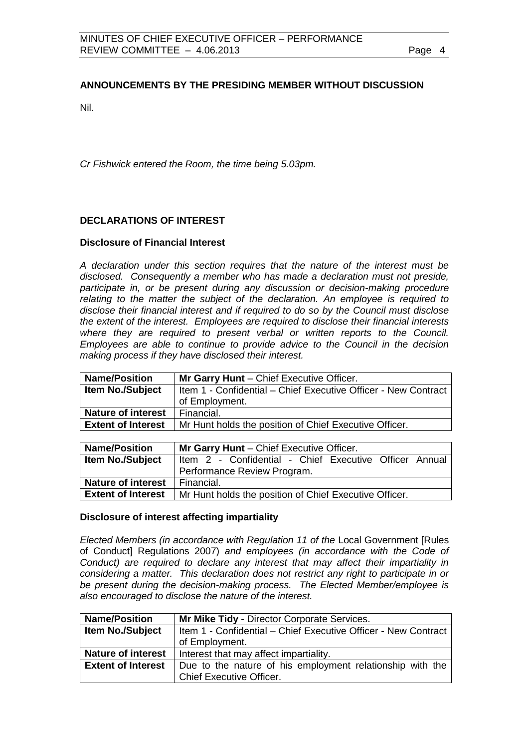**ANNOUNCEMENTS BY THE PRESIDING MEMBER WITHOUT DISCUSSION**

Nil.

*Cr Fishwick entered the Room, the time being 5.03pm.*

**DECLARATIONS OF INTEREST**

**Disclosure of Financial Interest**

*A declaration under this section requires that the nature of the interest must be disclosed. Consequently a member who has made a declaration must not preside, participate in, or be present during any discussion or decision-making procedure relating to the matter the subject of the declaration. An employee is required to disclose their financial interest and if required to do so by the Council must disclose the extent of the interest. Employees are required to disclose their financial interests where they are required to present verbal or written reports to the Council. Employees are able to continue to provide advice to the Council in the decision making process if they have disclosed their interest.*

| **Name/Position** | **Mr Garry Hunt** – Chief Executive Officer. |
|---|---|
| **Item No./Subject** | Item 1 - Confidential – Chief Executive Officer - New Contract of Employment. |
| **Nature of interest** | Financial. |
| **Extent of Interest** | Mr Hunt holds the position of Chief Executive Officer. |

| **Name/Position** | **Mr Garry Hunt** – Chief Executive Officer. |
|---|---|
| **Item No./Subject** | Item 2 - Confidential - Chief Executive Officer Annual Performance Review Program. |
| **Nature of interest** | Financial. |
| **Extent of Interest** | Mr Hunt holds the position of Chief Executive Officer. |

**Disclosure of interest affecting impartiality**

*Elected Members (in accordance with Regulation 11 of the* Local Government [Rules of Conduct] Regulations 2007*) and employees (in accordance with the Code of Conduct) are required to declare any interest that may affect their impartiality in considering a matter. This declaration does not restrict any right to participate in or be present during the decision-making process. The Elected Member/employee is also encouraged to disclose the nature of the interest.*

| **Name/Position** | **Mr Mike Tidy** - Director Corporate Services. |
|---|---|
| **Item No./Subject** | Item 1 - Confidential – Chief Executive Officer - New Contract of Employment. |
| **Nature of interest** | Interest that may affect impartiality. |
| **Extent of Interest** | Due to the nature of his employment relationship with the Chief Executive Officer. |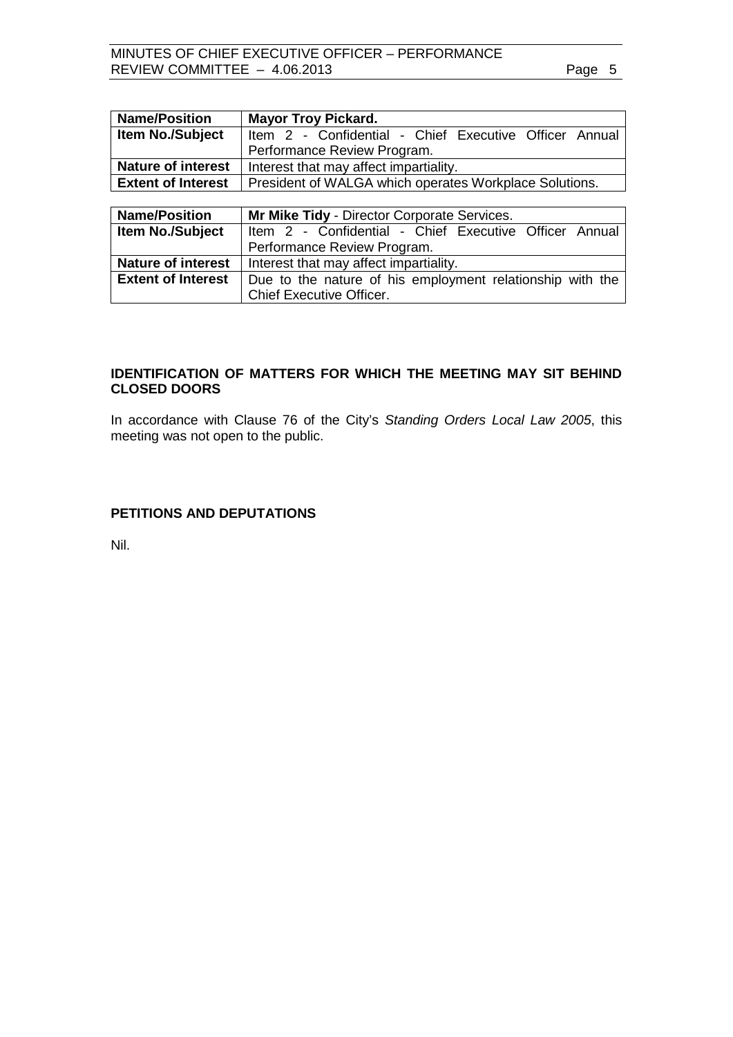| **Name/Position** | **Mayor Troy Pickard.** |
|---|---|
| **Item No./Subject** | Item 2 - Confidential - Chief Executive Officer Annual Performance Review Program. |
| **Nature of interest** | Interest that may affect impartiality. |
| **Extent of Interest** | President of WALGA which operates Workplace Solutions. |

| **Name/Position** | **Mr Mike Tidy** - Director Corporate Services. |
|---|---|
| **Item No./Subject** | Item 2 - Confidential - Chief Executive Officer Annual Performance Review Program. |
| **Nature of interest** | Interest that may affect impartiality. |
| **Extent of Interest** | Due to the nature of his employment relationship with the Chief Executive Officer. |

## IDENTIFICATION OF MATTERS FOR WHICH THE MEETING MAY SIT BEHIND CLOSED DOORS

In accordance with Clause 76 of the City's *Standing Orders Local Law 2005*, this meeting was not open to the public.

## PETITIONS AND DEPUTATIONS

Nil.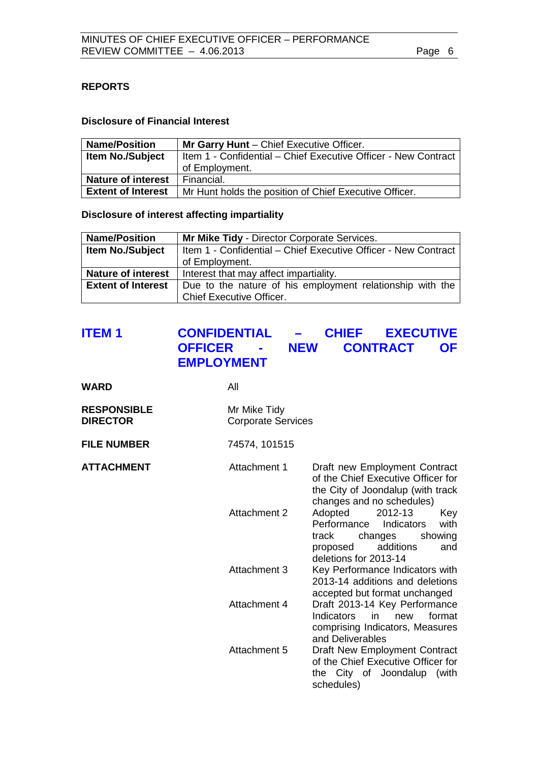## REPORTS

### Disclosure of Financial Interest

| Name/Position | **Mr Garry Hunt** – Chief Executive Officer. |
|---|---|
| **Item No./Subject** | Item 1 - Confidential – Chief Executive Officer - New Contract of Employment. |
| **Nature of interest** | Financial. |
| **Extent of Interest** | Mr Hunt holds the position of Chief Executive Officer. |

### Disclosure of interest affecting impartiality

| Name/Position | **Mr Mike Tidy** - Director Corporate Services. |
|---|---|
| **Item No./Subject** | Item 1 - Confidential – Chief Executive Officer - New Contract of Employment. |
| **Nature of interest** | Interest that may affect impartiality. |
| **Extent of Interest** | Due to the nature of his employment relationship with the Chief Executive Officer. |

# ITEM 1 CONFIDENTIAL – CHIEF EXECUTIVE OFFICER - NEW CONTRACT OF EMPLOYMENT

**WARD** All

**RESPONSIBLE DIRECTOR** Mr Mike Tidy
Corporate Services

**FILE NUMBER** 74574, 101515

**ATTACHMENT**

| | |
|---|---|
| Attachment 1 | Draft new Employment Contract of the Chief Executive Officer for the City of Joondalup (with track changes and no schedules) |
| Attachment 2 | Adopted 2012-13 Key Performance Indicators with track changes showing proposed additions and deletions for 2013-14 |
| Attachment 3 | Key Performance Indicators with 2013-14 additions and deletions accepted but format unchanged |
| Attachment 4 | Draft 2013-14 Key Performance Indicators in new format comprising Indicators, Measures and Deliverables |
| Attachment 5 | Draft New Employment Contract of the Chief Executive Officer for the City of Joondalup (with schedules) |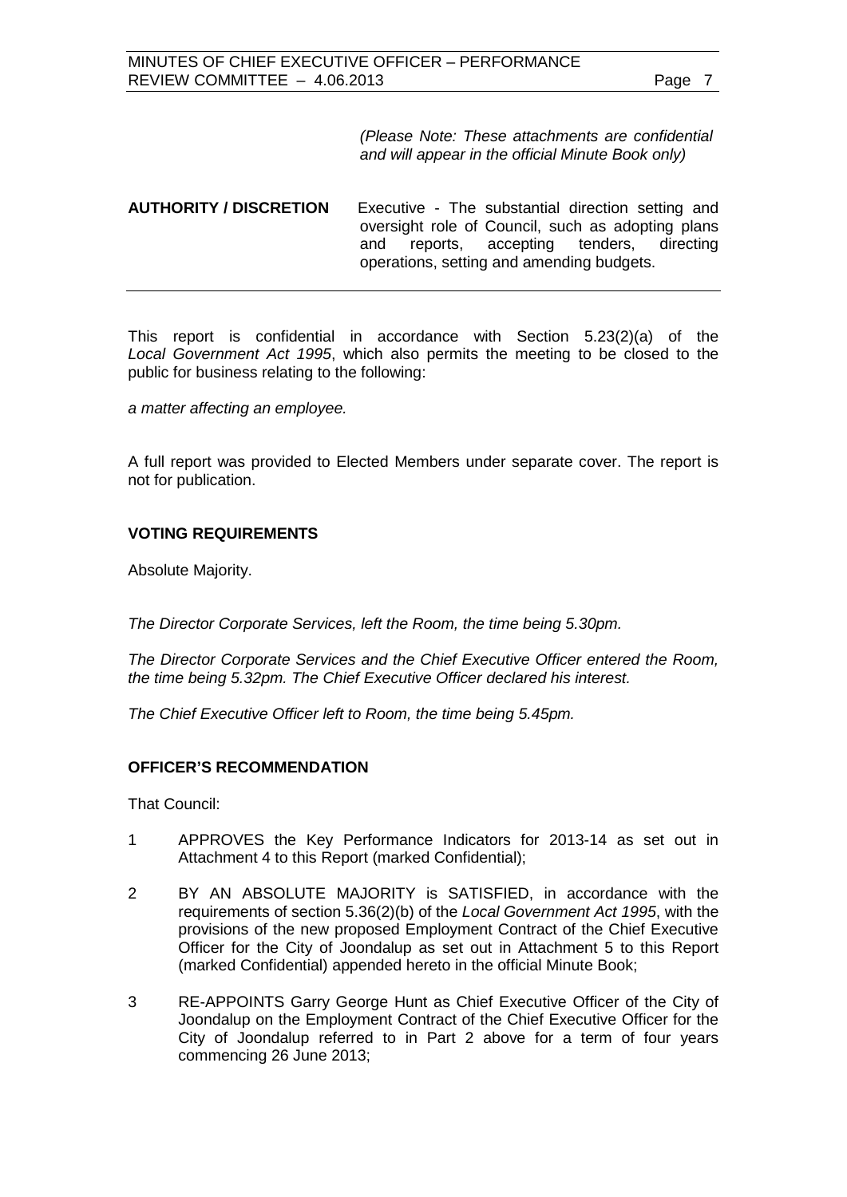*(Please Note: These attachments are confidential and will appear in the official Minute Book only)*

**AUTHORITY / DISCRETION** Executive - The substantial direction setting and oversight role of Council, such as adopting plans and reports, accepting tenders, directing operations, setting and amending budgets.

This report is confidential in accordance with Section 5.23(2)(a) of the *Local Government Act 1995*, which also permits the meeting to be closed to the public for business relating to the following:

*a matter affecting an employee.*

A full report was provided to Elected Members under separate cover. The report is not for publication.

## VOTING REQUIREMENTS

Absolute Majority.

*The Director Corporate Services, left the Room, the time being 5.30pm.*

*The Director Corporate Services and the Chief Executive Officer entered the Room, the time being 5.32pm. The Chief Executive Officer declared his interest.*

*The Chief Executive Officer left to Room, the time being 5.45pm.*

## OFFICER'S RECOMMENDATION

That Council:

1. APPROVES the Key Performance Indicators for 2013-14 as set out in Attachment 4 to this Report (marked Confidential);
2. BY AN ABSOLUTE MAJORITY is SATISFIED, in accordance with the requirements of section 5.36(2)(b) of the *Local Government Act 1995*, with the provisions of the new proposed Employment Contract of the Chief Executive Officer for the City of Joondalup as set out in Attachment 5 to this Report (marked Confidential) appended hereto in the official Minute Book;
3. RE-APPOINTS Garry George Hunt as Chief Executive Officer of the City of Joondalup on the Employment Contract of the Chief Executive Officer for the City of Joondalup referred to in Part 2 above for a term of four years commencing 26 June 2013;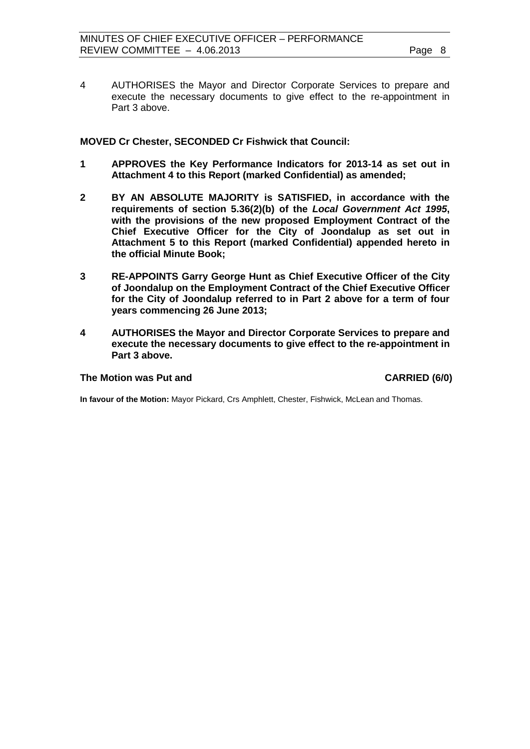4 AUTHORISES the Mayor and Director Corporate Services to prepare and execute the necessary documents to give effect to the re-appointment in Part 3 above.

**MOVED Cr Chester, SECONDED Cr Fishwick that Council:**

**1 APPROVES the Key Performance Indicators for 2013-14 as set out in Attachment 4 to this Report (marked Confidential) as amended;**

**2 BY AN ABSOLUTE MAJORITY is SATISFIED, in accordance with the requirements of section 5.36(2)(b) of the *Local Government Act 1995*, with the provisions of the new proposed Employment Contract of the Chief Executive Officer for the City of Joondalup as set out in Attachment 5 to this Report (marked Confidential) appended hereto in the official Minute Book;**

**3 RE-APPOINTS Garry George Hunt as Chief Executive Officer of the City of Joondalup on the Employment Contract of the Chief Executive Officer for the City of Joondalup referred to in Part 2 above for a term of four years commencing 26 June 2013;**

**4 AUTHORISES the Mayor and Director Corporate Services to prepare and execute the necessary documents to give effect to the re-appointment in Part 3 above.**

**The Motion was Put and CARRIED (6/0)**

**In favour of the Motion:** Mayor Pickard, Crs Amphlett, Chester, Fishwick, McLean and Thomas.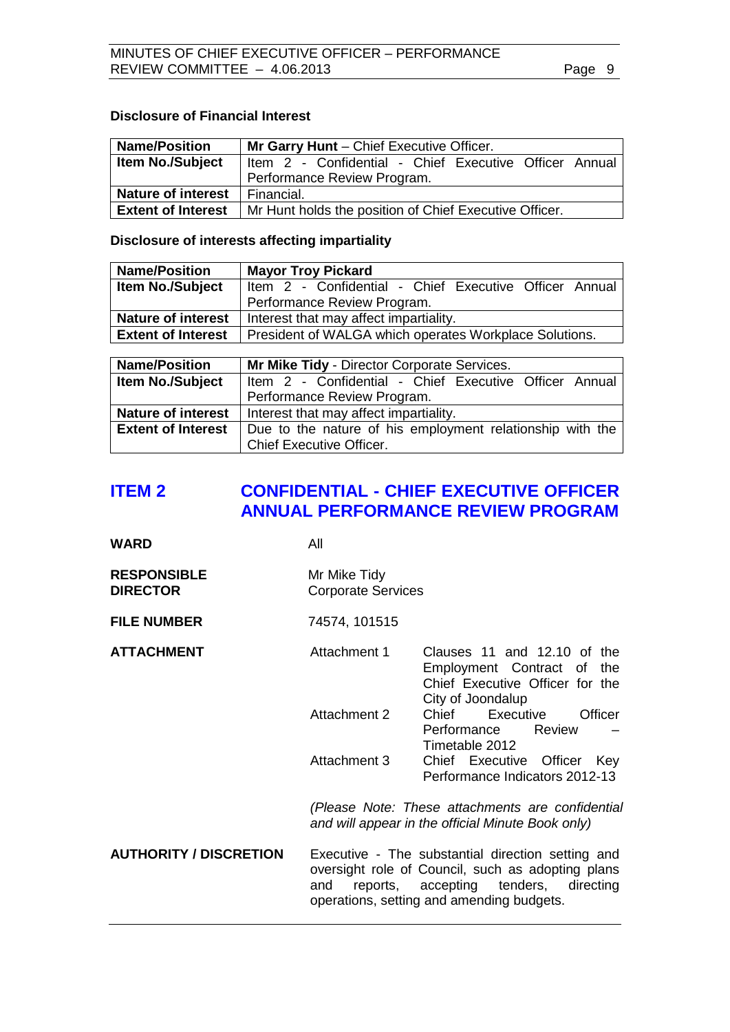### Disclosure of Financial Interest

| Name/Position | **Mr Garry Hunt** – Chief Executive Officer. |
|---|---|
| **Item No./Subject** | Item 2 - Confidential - Chief Executive Officer Annual Performance Review Program. |
| **Nature of interest** | Financial. |
| **Extent of Interest** | Mr Hunt holds the position of Chief Executive Officer. |

### Disclosure of interests affecting impartiality

| Name/Position | **Mayor Troy Pickard** |
|---|---|
| **Item No./Subject** | Item 2 - Confidential - Chief Executive Officer Annual Performance Review Program. |
| **Nature of interest** | Interest that may affect impartiality. |
| **Extent of Interest** | President of WALGA which operates Workplace Solutions. |

| Name/Position | **Mr Mike Tidy** - Director Corporate Services. |
|---|---|
| **Item No./Subject** | Item 2 - Confidential - Chief Executive Officer Annual Performance Review Program. |
| **Nature of interest** | Interest that may affect impartiality. |
| **Extent of Interest** | Due to the nature of his employment relationship with the Chief Executive Officer. |

## ITEM 2 CONFIDENTIAL - CHIEF EXECUTIVE OFFICER ANNUAL PERFORMANCE REVIEW PROGRAM

**WARD** All

**RESPONSIBLE DIRECTOR** Mr Mike Tidy
Corporate Services

**FILE NUMBER** 74574, 101515

**ATTACHMENT**
- Attachment 1 Clauses 11 and 12.10 of the Employment Contract of the Chief Executive Officer for the City of Joondalup
- Attachment 2 Chief Executive Officer Performance Review – Timetable 2012
- Attachment 3 Chief Executive Officer Key Performance Indicators 2012-13

*(Please Note: These attachments are confidential and will appear in the official Minute Book only)*

**AUTHORITY / DISCRETION** Executive - The substantial direction setting and oversight role of Council, such as adopting plans and reports, accepting tenders, directing operations, setting and amending budgets.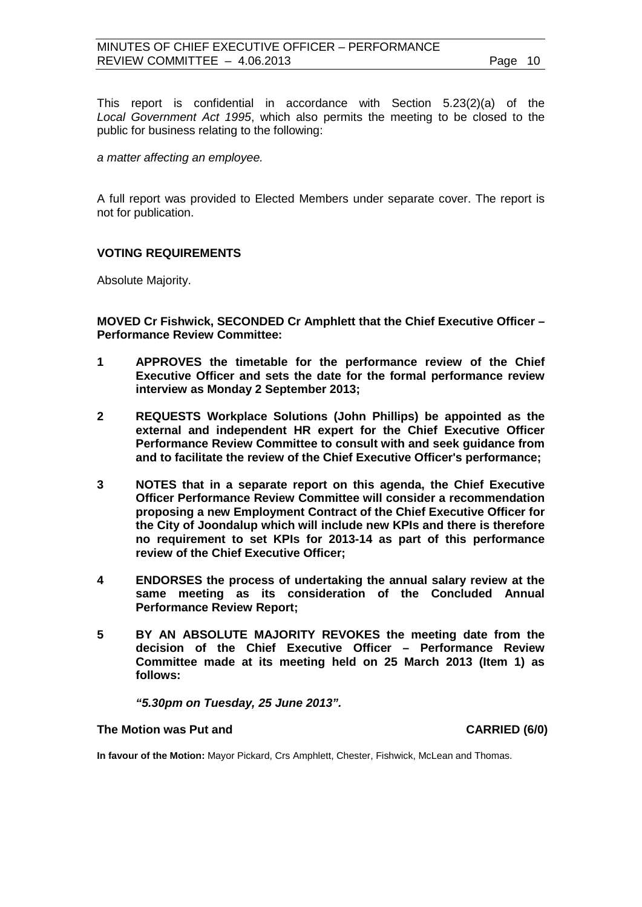This report is confidential in accordance with Section 5.23(2)(a) of the *Local Government Act 1995*, which also permits the meeting to be closed to the public for business relating to the following:

*a matter affecting an employee.*

A full report was provided to Elected Members under separate cover. The report is not for publication.

**VOTING REQUIREMENTS**

Absolute Majority.

**MOVED Cr Fishwick, SECONDED Cr Amphlett that the Chief Executive Officer – Performance Review Committee:**

**1 APPROVES the timetable for the performance review of the Chief Executive Officer and sets the date for the formal performance review interview as Monday 2 September 2013;**

**2 REQUESTS Workplace Solutions (John Phillips) be appointed as the external and independent HR expert for the Chief Executive Officer Performance Review Committee to consult with and seek guidance from and to facilitate the review of the Chief Executive Officer's performance;**

**3 NOTES that in a separate report on this agenda, the Chief Executive Officer Performance Review Committee will consider a recommendation proposing a new Employment Contract of the Chief Executive Officer for the City of Joondalup which will include new KPIs and there is therefore no requirement to set KPIs for 2013-14 as part of this performance review of the Chief Executive Officer;**

**4 ENDORSES the process of undertaking the annual salary review at the same meeting as its consideration of the Concluded Annual Performance Review Report;**

**5 BY AN ABSOLUTE MAJORITY REVOKES the meeting date from the decision of the Chief Executive Officer – Performance Review Committee made at its meeting held on 25 March 2013 (Item 1) as follows:**

***"5.30pm on Tuesday, 25 June 2013".***

**The Motion was Put and CARRIED (6/0)**

**In favour of the Motion:** Mayor Pickard, Crs Amphlett, Chester, Fishwick, McLean and Thomas.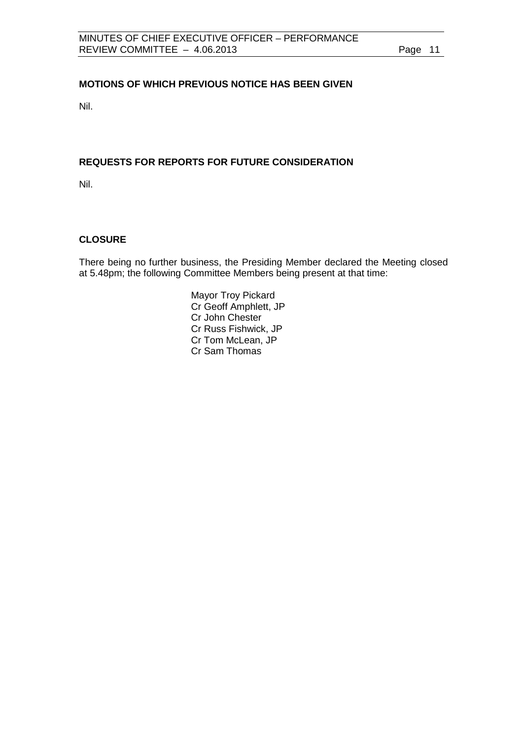## MOTIONS OF WHICH PREVIOUS NOTICE HAS BEEN GIVEN

Nil.

## REQUESTS FOR REPORTS FOR FUTURE CONSIDERATION

Nil.

## CLOSURE

There being no further business, the Presiding Member declared the Meeting closed at 5.48pm; the following Committee Members being present at that time:

Mayor Troy Pickard
Cr Geoff Amphlett, JP
Cr John Chester
Cr Russ Fishwick, JP
Cr Tom McLean, JP
Cr Sam Thomas